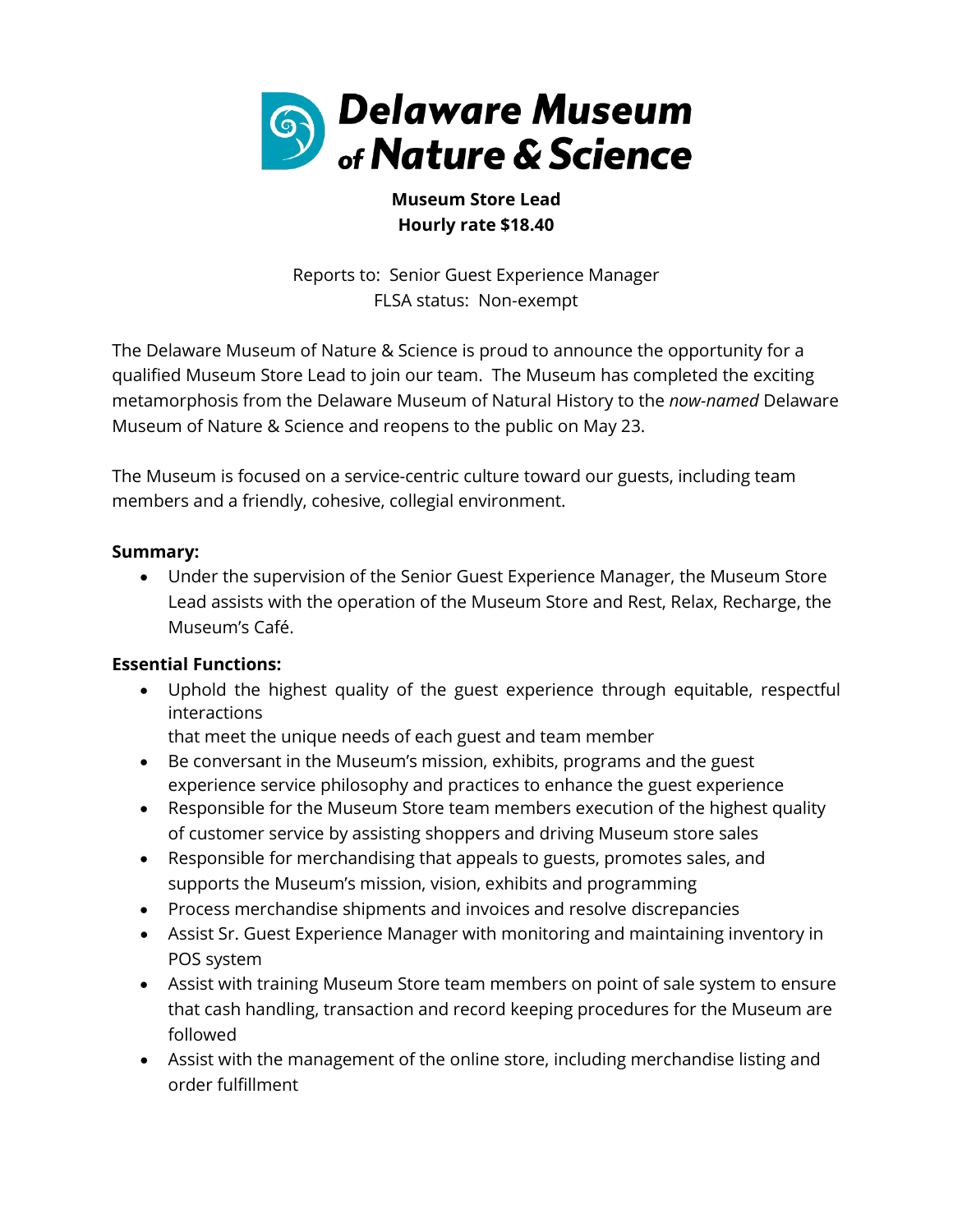# Delaware Museum of Nature & Science

**Museum Store Lead**
**Hourly rate $18.40**

Reports to: Senior Guest Experience Manager
FLSA status: Non-exempt

The Delaware Museum of Nature & Science is proud to announce the opportunity for a qualified Museum Store Lead to join our team. The Museum has completed the exciting metamorphosis from the Delaware Museum of Natural History to the *now-named* Delaware Museum of Nature & Science and reopens to the public on May 23.

The Museum is focused on a service-centric culture toward our guests, including team members and a friendly, cohesive, collegial environment.

**Summary:**

- Under the supervision of the Senior Guest Experience Manager, the Museum Store Lead assists with the operation of the Museum Store and Rest, Relax, Recharge, the Museum's Café.

**Essential Functions:**

- Uphold the highest quality of the guest experience through equitable, respectful interactions that meet the unique needs of each guest and team member
- Be conversant in the Museum's mission, exhibits, programs and the guest experience service philosophy and practices to enhance the guest experience
- Responsible for the Museum Store team members execution of the highest quality of customer service by assisting shoppers and driving Museum store sales
- Responsible for merchandising that appeals to guests, promotes sales, and supports the Museum's mission, vision, exhibits and programming
- Process merchandise shipments and invoices and resolve discrepancies
- Assist Sr. Guest Experience Manager with monitoring and maintaining inventory in POS system
- Assist with training Museum Store team members on point of sale system to ensure that cash handling, transaction and record keeping procedures for the Museum are followed
- Assist with the management of the online store, including merchandise listing and order fulfillment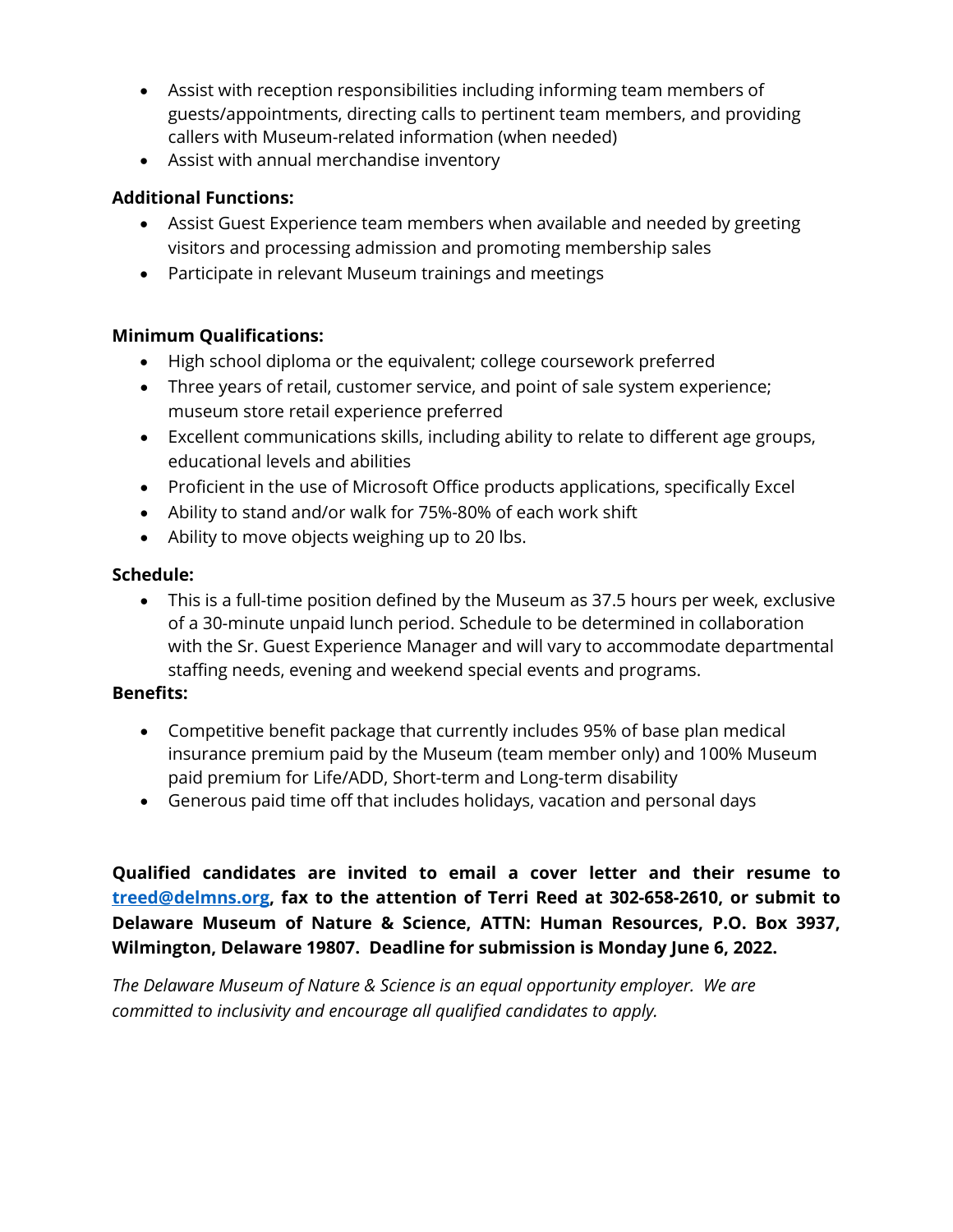- Assist with reception responsibilities including informing team members of guests/appointments, directing calls to pertinent team members, and providing callers with Museum-related information (when needed)
- Assist with annual merchandise inventory

**Additional Functions:**

- Assist Guest Experience team members when available and needed by greeting visitors and processing admission and promoting membership sales
- Participate in relevant Museum trainings and meetings

**Minimum Qualifications:**

- High school diploma or the equivalent; college coursework preferred
- Three years of retail, customer service, and point of sale system experience; museum store retail experience preferred
- Excellent communications skills, including ability to relate to different age groups, educational levels and abilities
- Proficient in the use of Microsoft Office products applications, specifically Excel
- Ability to stand and/or walk for 75%-80% of each work shift
- Ability to move objects weighing up to 20 lbs.

**Schedule:**

- This is a full-time position defined by the Museum as 37.5 hours per week, exclusive of a 30-minute unpaid lunch period. Schedule to be determined in collaboration with the Sr. Guest Experience Manager and will vary to accommodate departmental staffing needs, evening and weekend special events and programs.

**Benefits:**

- Competitive benefit package that currently includes 95% of base plan medical insurance premium paid by the Museum (team member only) and 100% Museum paid premium for Life/ADD, Short-term and Long-term disability
- Generous paid time off that includes holidays, vacation and personal days

**Qualified candidates are invited to email a cover letter and their resume to [treed@delmns.org](mailto:treed@delmns.org), fax to the attention of Terri Reed at 302-658-2610, or submit to Delaware Museum of Nature & Science, ATTN: Human Resources, P.O. Box 3937, Wilmington, Delaware 19807. Deadline for submission is Monday June 6, 2022.**

*The Delaware Museum of Nature & Science is an equal opportunity employer. We are committed to inclusivity and encourage all qualified candidates to apply.*